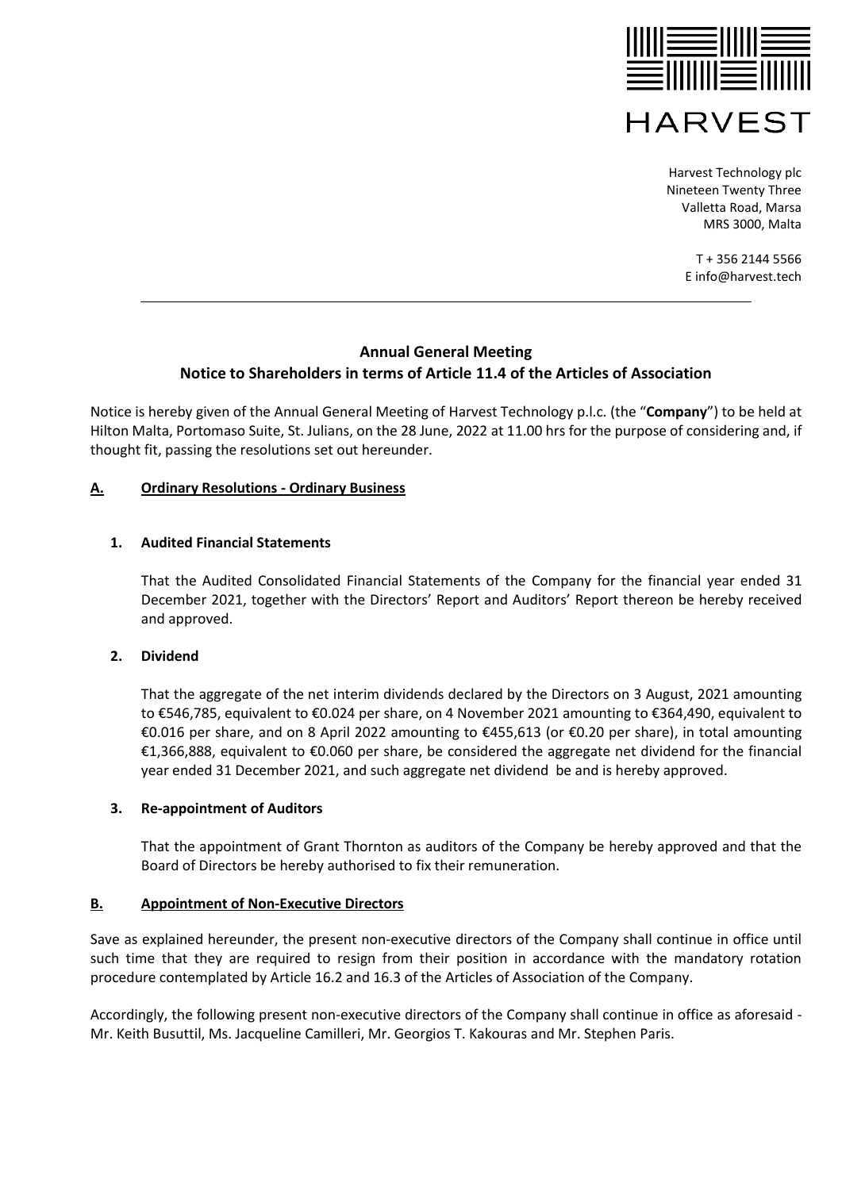HARVEST

Harvest Technology plc
Nineteen Twenty Three
Valletta Road, Marsa
MRS 3000, Malta

T + 356 2144 5566
E info@harvest.tech

## Annual General Meeting
## Notice to Shareholders in terms of Article 11.4 of the Articles of Association

Notice is hereby given of the Annual General Meeting of Harvest Technology p.l.c. (the "**Company**") to be held at Hilton Malta, Portomaso Suite, St. Julians, on the 28 June, 2022 at 11.00 hrs for the purpose of considering and, if thought fit, passing the resolutions set out hereunder.

### A. Ordinary Resolutions - Ordinary Business

**1. Audited Financial Statements**

That the Audited Consolidated Financial Statements of the Company for the financial year ended 31 December 2021, together with the Directors' Report and Auditors' Report thereon be hereby received and approved.

**2. Dividend**

That the aggregate of the net interim dividends declared by the Directors on 3 August, 2021 amounting to €546,785, equivalent to €0.024 per share, on 4 November 2021 amounting to €364,490, equivalent to €0.016 per share, and on 8 April 2022 amounting to €455,613 (or €0.20 per share), in total amounting €1,366,888, equivalent to €0.060 per share, be considered the aggregate net dividend for the financial year ended 31 December 2021, and such aggregate net dividend be and is hereby approved.

**3. Re-appointment of Auditors**

That the appointment of Grant Thornton as auditors of the Company be hereby approved and that the Board of Directors be hereby authorised to fix their remuneration.

### B. Appointment of Non-Executive Directors

Save as explained hereunder, the present non-executive directors of the Company shall continue in office until such time that they are required to resign from their position in accordance with the mandatory rotation procedure contemplated by Article 16.2 and 16.3 of the Articles of Association of the Company.

Accordingly, the following present non-executive directors of the Company shall continue in office as aforesaid - Mr. Keith Busuttil, Ms. Jacqueline Camilleri, Mr. Georgios T. Kakouras and Mr. Stephen Paris.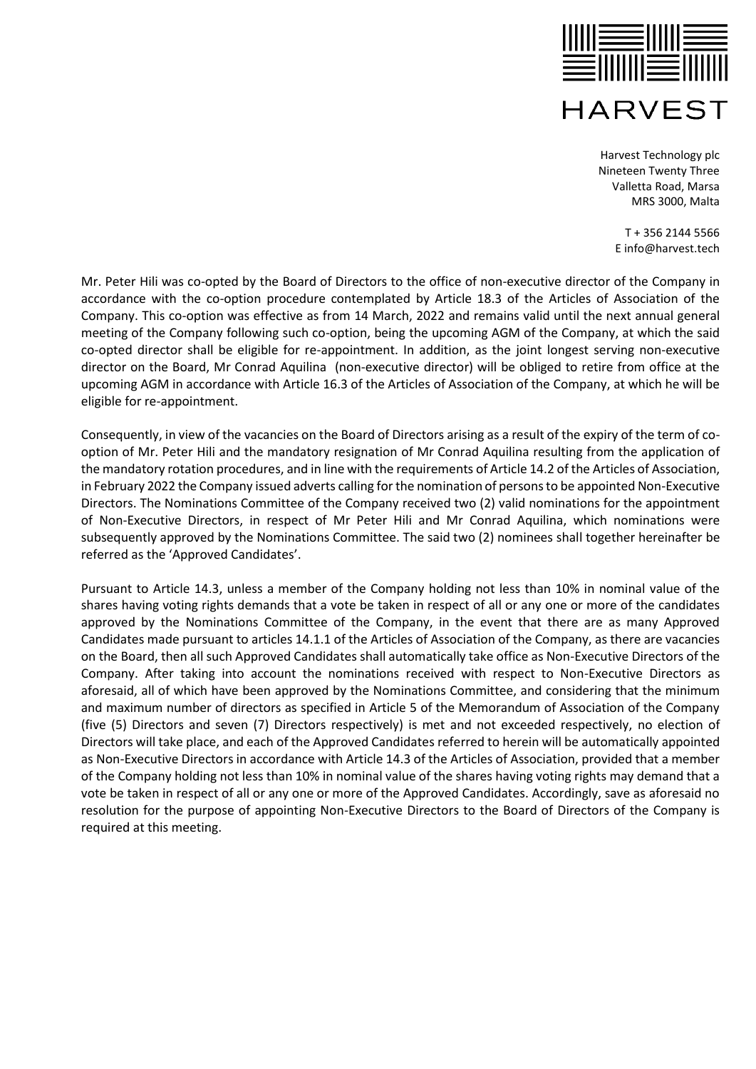Mr. Peter Hili was co-opted by the Board of Directors to the office of non-executive director of the Company in accordance with the co-option procedure contemplated by Article 18.3 of the Articles of Association of the Company. This co-option was effective as from 14 March, 2022 and remains valid until the next annual general meeting of the Company following such co-option, being the upcoming AGM of the Company, at which the said co-opted director shall be eligible for re-appointment. In addition, as the joint longest serving non-executive director on the Board, Mr Conrad Aquilina (non-executive director) will be obliged to retire from office at the upcoming AGM in accordance with Article 16.3 of the Articles of Association of the Company, at which he will be eligible for re-appointment.

Consequently, in view of the vacancies on the Board of Directors arising as a result of the expiry of the term of co-option of Mr. Peter Hili and the mandatory resignation of Mr Conrad Aquilina resulting from the application of the mandatory rotation procedures, and in line with the requirements of Article 14.2 of the Articles of Association, in February 2022 the Company issued adverts calling for the nomination of persons to be appointed Non-Executive Directors. The Nominations Committee of the Company received two (2) valid nominations for the appointment of Non-Executive Directors, in respect of Mr Peter Hili and Mr Conrad Aquilina, which nominations were subsequently approved by the Nominations Committee. The said two (2) nominees shall together hereinafter be referred as the 'Approved Candidates'.

Pursuant to Article 14.3, unless a member of the Company holding not less than 10% in nominal value of the shares having voting rights demands that a vote be taken in respect of all or any one or more of the candidates approved by the Nominations Committee of the Company, in the event that there are as many Approved Candidates made pursuant to articles 14.1.1 of the Articles of Association of the Company, as there are vacancies on the Board, then all such Approved Candidates shall automatically take office as Non-Executive Directors of the Company. After taking into account the nominations received with respect to Non-Executive Directors as aforesaid, all of which have been approved by the Nominations Committee, and considering that the minimum and maximum number of directors as specified in Article 5 of the Memorandum of Association of the Company (five (5) Directors and seven (7) Directors respectively) is met and not exceeded respectively, no election of Directors will take place, and each of the Approved Candidates referred to herein will be automatically appointed as Non-Executive Directors in accordance with Article 14.3 of the Articles of Association, provided that a member of the Company holding not less than 10% in nominal value of the shares having voting rights may demand that a vote be taken in respect of all or any one or more of the Approved Candidates. Accordingly, save as aforesaid no resolution for the purpose of appointing Non-Executive Directors to the Board of Directors of the Company is required at this meeting.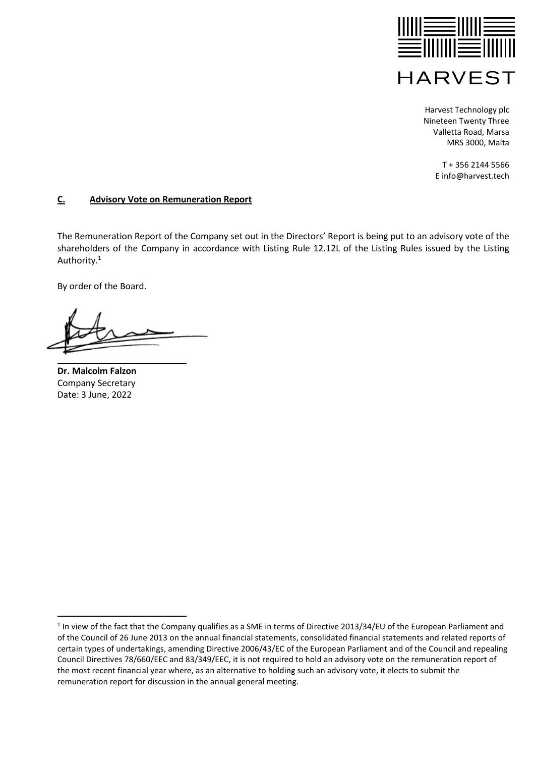Harvest Technology plc
Nineteen Twenty Three
Valletta Road, Marsa
MRS 3000, Malta

T + 356 2144 5566
E info@harvest.tech

## C. Advisory Vote on Remuneration Report

The Remuneration Report of the Company set out in the Directors' Report is being put to an advisory vote of the shareholders of the Company in accordance with Listing Rule 12.12L of the Listing Rules issued by the Listing Authority.[1]

By order of the Board.

**Dr. Malcolm Falzon**
Company Secretary
Date: 3 June, 2022

[1] In view of the fact that the Company qualifies as a SME in terms of Directive 2013/34/EU of the European Parliament and of the Council of 26 June 2013 on the annual financial statements, consolidated financial statements and related reports of certain types of undertakings, amending Directive 2006/43/EC of the European Parliament and of the Council and repealing Council Directives 78/660/EEC and 83/349/EEC, it is not required to hold an advisory vote on the remuneration report of the most recent financial year where, as an alternative to holding such an advisory vote, it elects to submit the remuneration report for discussion in the annual general meeting.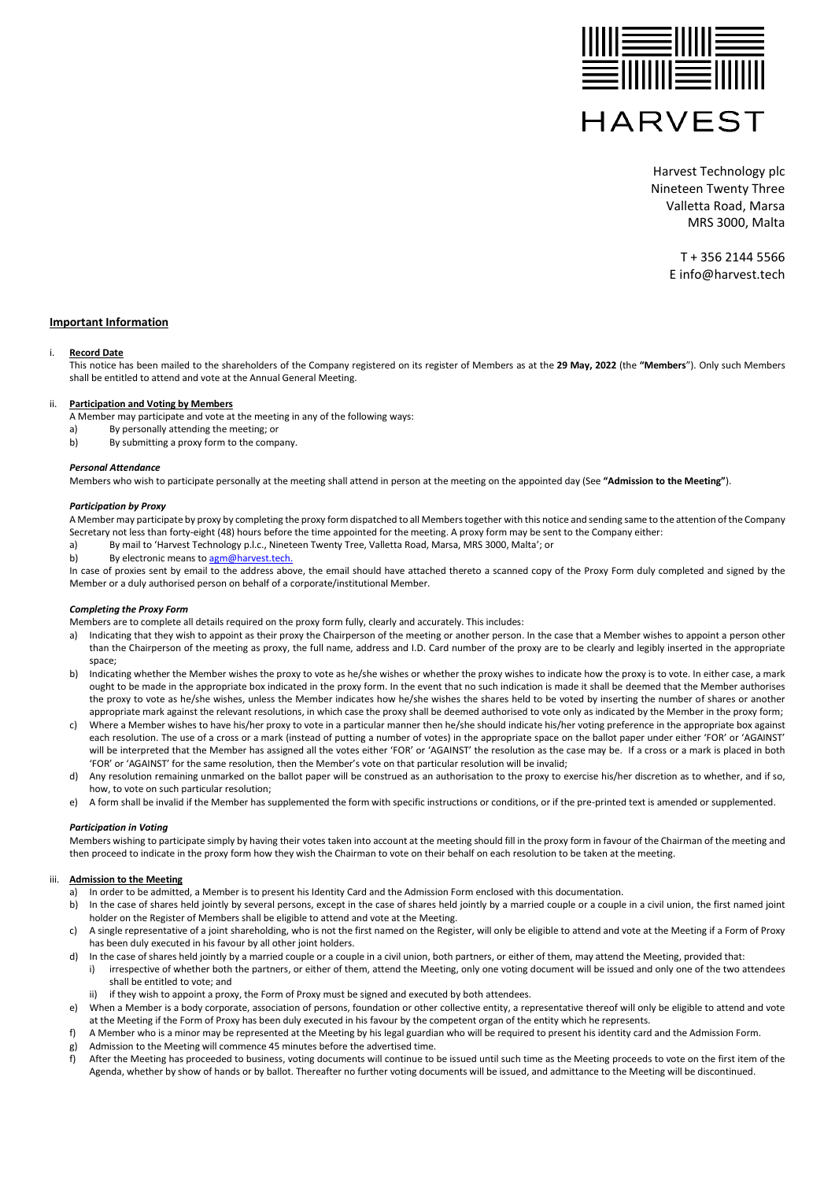HARVEST

Harvest Technology plc
Nineteen Twenty Three
Valletta Road, Marsa
MRS 3000, Malta

T + 356 2144 5566
E info@harvest.tech

## Important Information

### i. Record Date

This notice has been mailed to the shareholders of the Company registered on its register of Members as at the **29 May, 2022** (the **"Members"**). Only such Members shall be entitled to attend and vote at the Annual General Meeting.

### ii. Participation and Voting by Members

A Member may participate and vote at the meeting in any of the following ways:

a) By personally attending the meeting; or
b) By submitting a proxy form to the company.

***Personal Attendance***

Members who wish to participate personally at the meeting shall attend in person at the meeting on the appointed day (See **"Admission to the Meeting"**).

***Participation by Proxy***

A Member may participate by proxy by completing the proxy form dispatched to all Members together with this notice and sending same to the attention of the Company Secretary not less than forty-eight (48) hours before the time appointed for the meeting. A proxy form may be sent to the Company either:

a) By mail to 'Harvest Technology p.l.c., Nineteen Twenty Tree, Valletta Road, Marsa, MRS 3000, Malta'; or
b) By electronic means to agm@harvest.tech.

In case of proxies sent by email to the address above, the email should have attached thereto a scanned copy of the Proxy Form duly completed and signed by the Member or a duly authorised person on behalf of a corporate/institutional Member.

***Completing the Proxy Form***

Members are to complete all details required on the proxy form fully, clearly and accurately. This includes:

a) Indicating that they wish to appoint as their proxy the Chairperson of the meeting or another person. In the case that a Member wishes to appoint a person other than the Chairperson of the meeting as proxy, the full name, address and I.D. Card number of the proxy are to be clearly and legibly inserted in the appropriate space;
b) Indicating whether the Member wishes the proxy to vote as he/she wishes or whether the proxy wishes to indicate how the proxy is to vote. In either case, a mark ought to be made in the appropriate box indicated in the proxy form. In the event that no such indication is made it shall be deemed that the Member authorises the proxy to vote as he/she wishes, unless the Member indicates how he/she wishes the shares held to be voted by inserting the number of shares or another appropriate mark against the relevant resolutions, in which case the proxy shall be deemed authorised to vote only as indicated by the Member in the proxy form;
c) Where a Member wishes to have his/her proxy to vote in a particular manner then he/she should indicate his/her voting preference in the appropriate box against each resolution. The use of a cross or a mark (instead of putting a number of votes) in the appropriate space on the ballot paper under either 'FOR' or 'AGAINST' will be interpreted that the Member has assigned all the votes either 'FOR' or 'AGAINST' the resolution as the case may be. If a cross or a mark is placed in both 'FOR' or 'AGAINST' for the same resolution, then the Member's vote on that particular resolution will be invalid;
d) Any resolution remaining unmarked on the ballot paper will be construed as an authorisation to the proxy to exercise his/her discretion as to whether, and if so, how, to vote on such particular resolution;
e) A form shall be invalid if the Member has supplemented the form with specific instructions or conditions, or if the pre-printed text is amended or supplemented.

***Participation in Voting***

Members wishing to participate simply by having their votes taken into account at the meeting should fill in the proxy form in favour of the Chairman of the meeting and then proceed to indicate in the proxy form how they wish the Chairman to vote on their behalf on each resolution to be taken at the meeting.

### iii. Admission to the Meeting

a) In order to be admitted, a Member is to present his Identity Card and the Admission Form enclosed with this documentation.
b) In the case of shares held jointly by several persons, except in the case of shares held jointly by a married couple or a couple in a civil union, the first named joint holder on the Register of Members shall be eligible to attend and vote at the Meeting.
c) A single representative of a joint shareholding, who is not the first named on the Register, will only be eligible to attend and vote at the Meeting if a Form of Proxy has been duly executed in his favour by all other joint holders.
d) In the case of shares held jointly by a married couple or a couple in a civil union, both partners, or either of them, may attend the Meeting, provided that:
   i) irrespective of whether both the partners, or either of them, attend the Meeting, only one voting document will be issued and only one of the two attendees shall be entitled to vote; and
   ii) if they wish to appoint a proxy, the Form of Proxy must be signed and executed by both attendees.
e) When a Member is a body corporate, association of persons, foundation or other collective entity, a representative thereof will only be eligible to attend and vote at the Meeting if the Form of Proxy has been duly executed in his favour by the competent organ of the entity which he represents.
f) A Member who is a minor may be represented at the Meeting by his legal guardian who will be required to present his identity card and the Admission Form.
g) Admission to the Meeting will commence 45 minutes before the advertised time.
f) After the Meeting has proceeded to business, voting documents will continue to be issued until such time as the Meeting proceeds to vote on the first item of the Agenda, whether by show of hands or by ballot. Thereafter no further voting documents will be issued, and admittance to the Meeting will be discontinued.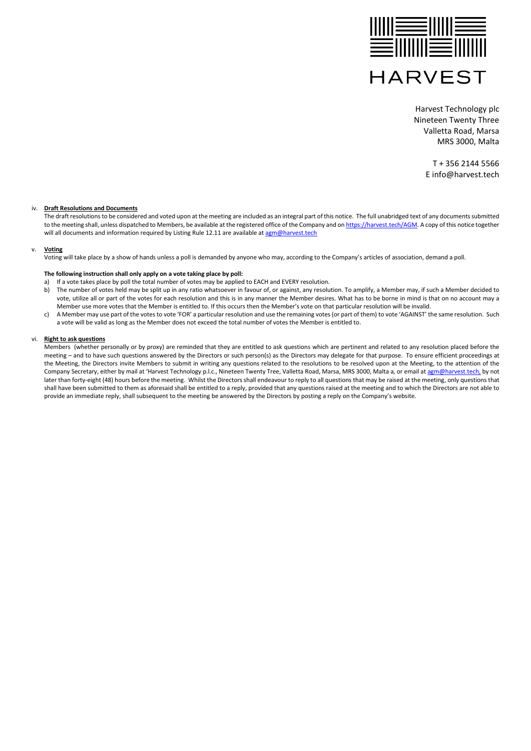HARVEST

Harvest Technology plc
Nineteen Twenty Three
Valletta Road, Marsa
MRS 3000, Malta

T + 356 2144 5566
E info@harvest.tech

iv. **Draft Resolutions and Documents**

The draft resolutions to be considered and voted upon at the meeting are included as an integral part of this notice. The full unabridged text of any documents submitted to the meeting shall, unless dispatched to Members, be available at the registered office of the Company and on https://harvest.tech/AGM. A copy of this notice together will all documents and information required by Listing Rule 12.11 are available at agm@harvest.tech

v. **Voting**

Voting will take place by a show of hands unless a poll is demanded by anyone who may, according to the Company's articles of association, demand a poll.

**The following instruction shall only apply on a vote taking place by poll:**

a) If a vote takes place by poll the total number of votes may be applied to EACH and EVERY resolution.
b) The number of votes held may be split up in any ratio whatsoever in favour of, or against, any resolution. To amplify, a Member may, if such a Member decided to vote, utilize all or part of the votes for each resolution and this is in any manner the Member desires. What has to be borne in mind is that on no account may a Member use more votes that the Member is entitled to. If this occurs then the Member's vote on that particular resolution will be invalid.
c) A Member may use part of the votes to vote 'FOR' a particular resolution and use the remaining votes (or part of them) to vote 'AGAINST' the same resolution. Such a vote will be valid as long as the Member does not exceed the total number of votes the Member is entitled to.

vi. **Right to ask questions**

Members (whether personally or by proxy) are reminded that they are entitled to ask questions which are pertinent and related to any resolution placed before the meeting – and to have such questions answered by the Directors or such person(s) as the Directors may delegate for that purpose. To ensure efficient proceedings at the Meeting, the Directors invite Members to submit in writing any questions related to the resolutions to be resolved upon at the Meeting, to the attention of the Company Secretary, either by mail at 'Harvest Technology p.l.c., Nineteen Twenty Tree, Valletta Road, Marsa, MRS 3000, Malta a, or email at agm@harvest.tech, by not later than forty-eight (48) hours before the meeting. Whilst the Directors shall endeavour to reply to all questions that may be raised at the meeting, only questions that shall have been submitted to them as aforesaid shall be entitled to a reply, provided that any questions raised at the meeting and to which the Directors are not able to provide an immediate reply, shall subsequent to the meeting be answered by the Directors by posting a reply on the Company's website.